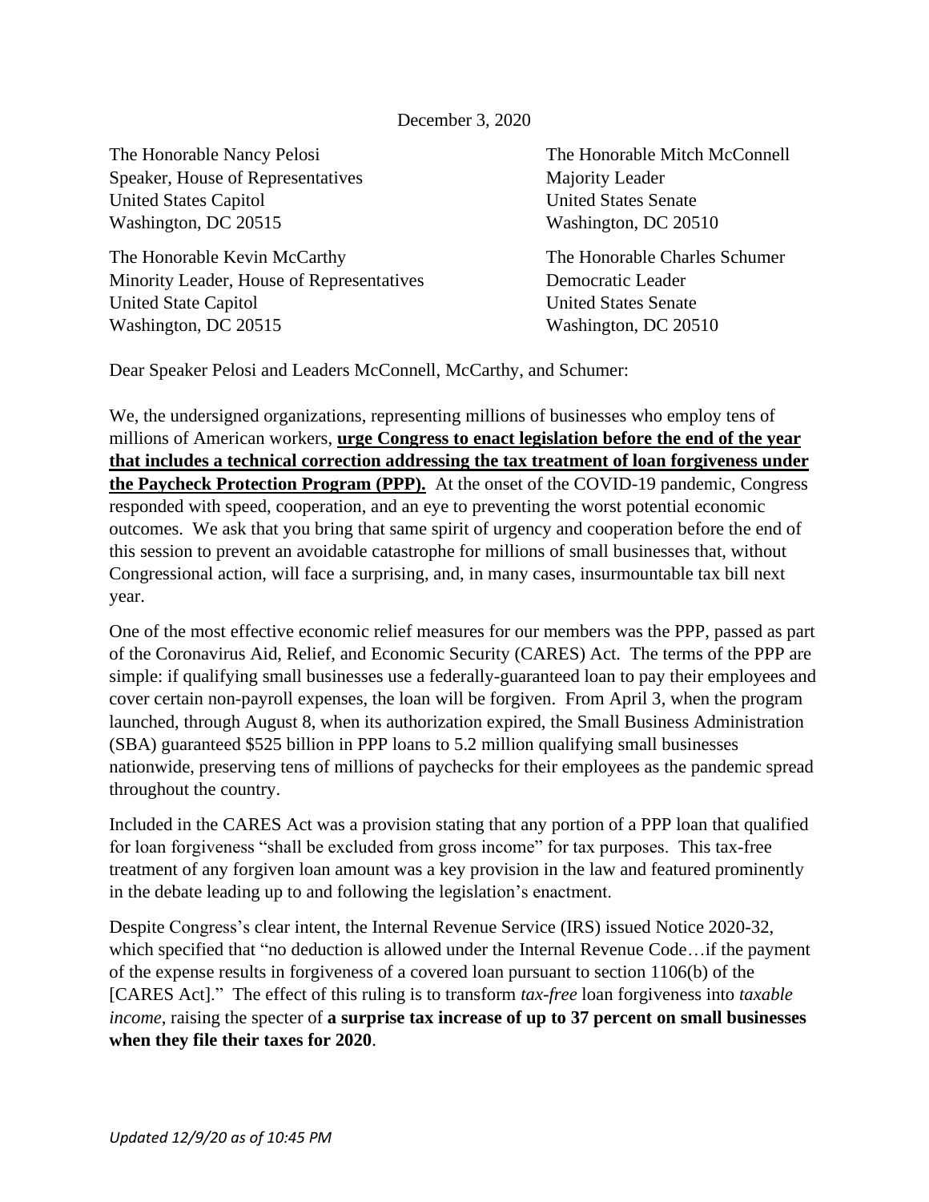December 3, 2020

The Honorable Nancy Pelosi
Speaker, House of Representatives
United States Capitol
Washington, DC 20515

The Honorable Mitch McConnell
Majority Leader
United States Senate
Washington, DC 20510

The Honorable Kevin McCarthy
Minority Leader, House of Representatives
United State Capitol
Washington, DC 20515

The Honorable Charles Schumer
Democratic Leader
United States Senate
Washington, DC 20510

Dear Speaker Pelosi and Leaders McConnell, McCarthy, and Schumer:

We, the undersigned organizations, representing millions of businesses who employ tens of millions of American workers, **urge Congress to enact legislation before the end of the year that includes a technical correction addressing the tax treatment of loan forgiveness under the Paycheck Protection Program (PPP).** At the onset of the COVID-19 pandemic, Congress responded with speed, cooperation, and an eye to preventing the worst potential economic outcomes. We ask that you bring that same spirit of urgency and cooperation before the end of this session to prevent an avoidable catastrophe for millions of small businesses that, without Congressional action, will face a surprising, and, in many cases, insurmountable tax bill next year.

One of the most effective economic relief measures for our members was the PPP, passed as part of the Coronavirus Aid, Relief, and Economic Security (CARES) Act. The terms of the PPP are simple: if qualifying small businesses use a federally-guaranteed loan to pay their employees and cover certain non-payroll expenses, the loan will be forgiven. From April 3, when the program launched, through August 8, when its authorization expired, the Small Business Administration (SBA) guaranteed $525 billion in PPP loans to 5.2 million qualifying small businesses nationwide, preserving tens of millions of paychecks for their employees as the pandemic spread throughout the country.

Included in the CARES Act was a provision stating that any portion of a PPP loan that qualified for loan forgiveness "shall be excluded from gross income" for tax purposes. This tax-free treatment of any forgiven loan amount was a key provision in the law and featured prominently in the debate leading up to and following the legislation's enactment.

Despite Congress's clear intent, the Internal Revenue Service (IRS) issued Notice 2020-32, which specified that "no deduction is allowed under the Internal Revenue Code…if the payment of the expense results in forgiveness of a covered loan pursuant to section 1106(b) of the [CARES Act]." The effect of this ruling is to transform *tax-free* loan forgiveness into *taxable income*, raising the specter of **a surprise tax increase of up to 37 percent on small businesses when they file their taxes for 2020**.

*Updated 12/9/20 as of 10:45 PM*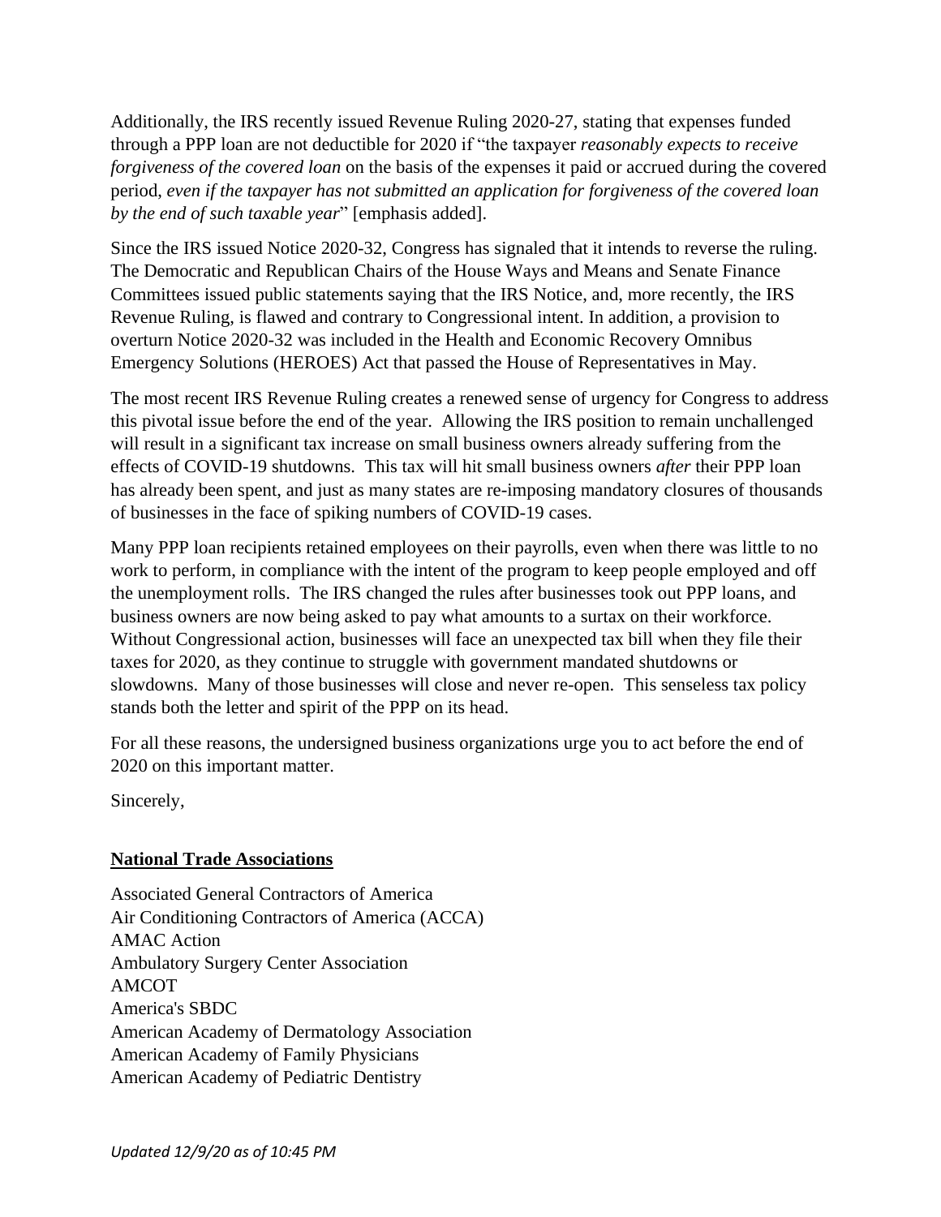Additionally, the IRS recently issued Revenue Ruling 2020-27, stating that expenses funded through a PPP loan are not deductible for 2020 if "the taxpayer *reasonably expects to receive forgiveness of the covered loan* on the basis of the expenses it paid or accrued during the covered period, *even if the taxpayer has not submitted an application for forgiveness of the covered loan by the end of such taxable year*" [emphasis added].

Since the IRS issued Notice 2020-32, Congress has signaled that it intends to reverse the ruling. The Democratic and Republican Chairs of the House Ways and Means and Senate Finance Committees issued public statements saying that the IRS Notice, and, more recently, the IRS Revenue Ruling, is flawed and contrary to Congressional intent. In addition, a provision to overturn Notice 2020-32 was included in the Health and Economic Recovery Omnibus Emergency Solutions (HEROES) Act that passed the House of Representatives in May.

The most recent IRS Revenue Ruling creates a renewed sense of urgency for Congress to address this pivotal issue before the end of the year. Allowing the IRS position to remain unchallenged will result in a significant tax increase on small business owners already suffering from the effects of COVID-19 shutdowns. This tax will hit small business owners *after* their PPP loan has already been spent, and just as many states are re-imposing mandatory closures of thousands of businesses in the face of spiking numbers of COVID-19 cases.

Many PPP loan recipients retained employees on their payrolls, even when there was little to no work to perform, in compliance with the intent of the program to keep people employed and off the unemployment rolls. The IRS changed the rules after businesses took out PPP loans, and business owners are now being asked to pay what amounts to a surtax on their workforce. Without Congressional action, businesses will face an unexpected tax bill when they file their taxes for 2020, as they continue to struggle with government mandated shutdowns or slowdowns. Many of those businesses will close and never re-open. This senseless tax policy stands both the letter and spirit of the PPP on its head.

For all these reasons, the undersigned business organizations urge you to act before the end of 2020 on this important matter.

Sincerely,

**National Trade Associations**

Associated General Contractors of America
Air Conditioning Contractors of America (ACCA)
AMAC Action
Ambulatory Surgery Center Association
AMCOT
America's SBDC
American Academy of Dermatology Association
American Academy of Family Physicians
American Academy of Pediatric Dentistry

*Updated 12/9/20 as of 10:45 PM*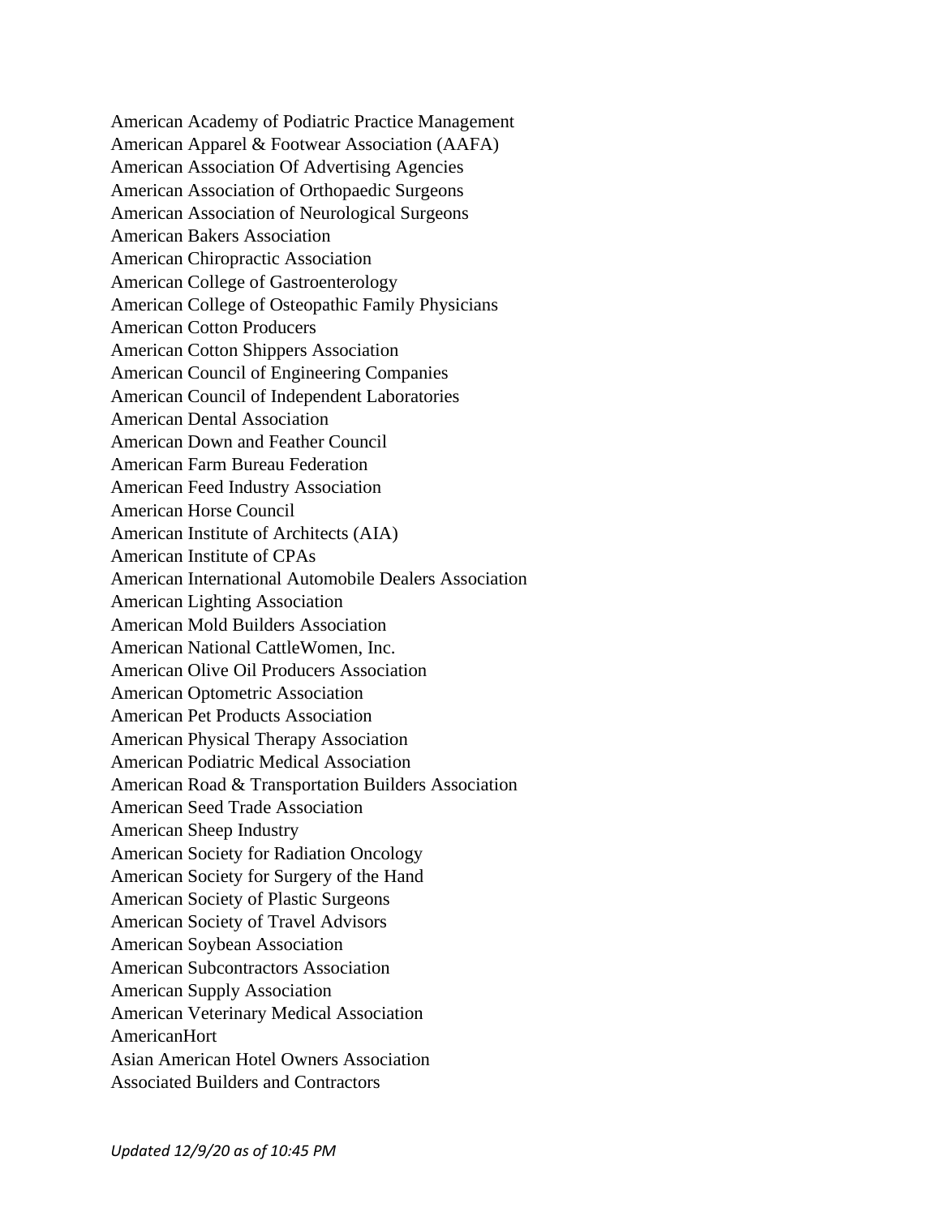American Academy of Podiatric Practice Management
American Apparel & Footwear Association (AAFA)
American Association Of Advertising Agencies
American Association of Orthopaedic Surgeons
American Association of Neurological Surgeons
American Bakers Association
American Chiropractic Association
American College of Gastroenterology
American College of Osteopathic Family Physicians
American Cotton Producers
American Cotton Shippers Association
American Council of Engineering Companies
American Council of Independent Laboratories
American Dental Association
American Down and Feather Council
American Farm Bureau Federation
American Feed Industry Association
American Horse Council
American Institute of Architects (AIA)
American Institute of CPAs
American International Automobile Dealers Association
American Lighting Association
American Mold Builders Association
American National CattleWomen, Inc.
American Olive Oil Producers Association
American Optometric Association
American Pet Products Association
American Physical Therapy Association
American Podiatric Medical Association
American Road & Transportation Builders Association
American Seed Trade Association
American Sheep Industry
American Society for Radiation Oncology
American Society for Surgery of the Hand
American Society of Plastic Surgeons
American Society of Travel Advisors
American Soybean Association
American Subcontractors Association
American Supply Association
American Veterinary Medical Association
AmericanHort
Asian American Hotel Owners Association
Associated Builders and Contractors

*Updated 12/9/20 as of 10:45 PM*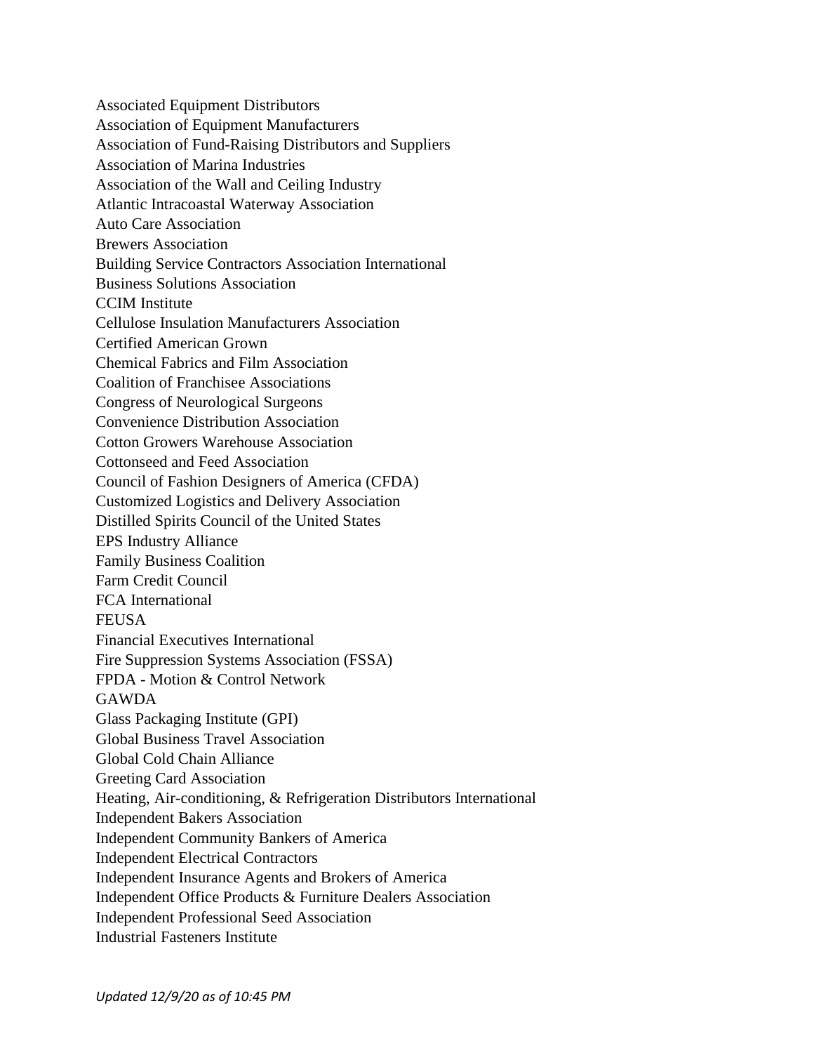Associated Equipment Distributors
Association of Equipment Manufacturers
Association of Fund-Raising Distributors and Suppliers
Association of Marina Industries
Association of the Wall and Ceiling Industry
Atlantic Intracoastal Waterway Association
Auto Care Association
Brewers Association
Building Service Contractors Association International
Business Solutions Association
CCIM Institute
Cellulose Insulation Manufacturers Association
Certified American Grown
Chemical Fabrics and Film Association
Coalition of Franchisee Associations
Congress of Neurological Surgeons
Convenience Distribution Association
Cotton Growers Warehouse Association
Cottonseed and Feed Association
Council of Fashion Designers of America (CFDA)
Customized Logistics and Delivery Association
Distilled Spirits Council of the United States
EPS Industry Alliance
Family Business Coalition
Farm Credit Council
FCA International
FEUSA
Financial Executives International
Fire Suppression Systems Association (FSSA)
FPDA - Motion & Control Network
GAWDA
Glass Packaging Institute (GPI)
Global Business Travel Association
Global Cold Chain Alliance
Greeting Card Association
Heating, Air-conditioning, & Refrigeration Distributors International
Independent Bakers Association
Independent Community Bankers of America
Independent Electrical Contractors
Independent Insurance Agents and Brokers of America
Independent Office Products & Furniture Dealers Association
Independent Professional Seed Association
Industrial Fasteners Institute

*Updated 12/9/20 as of 10:45 PM*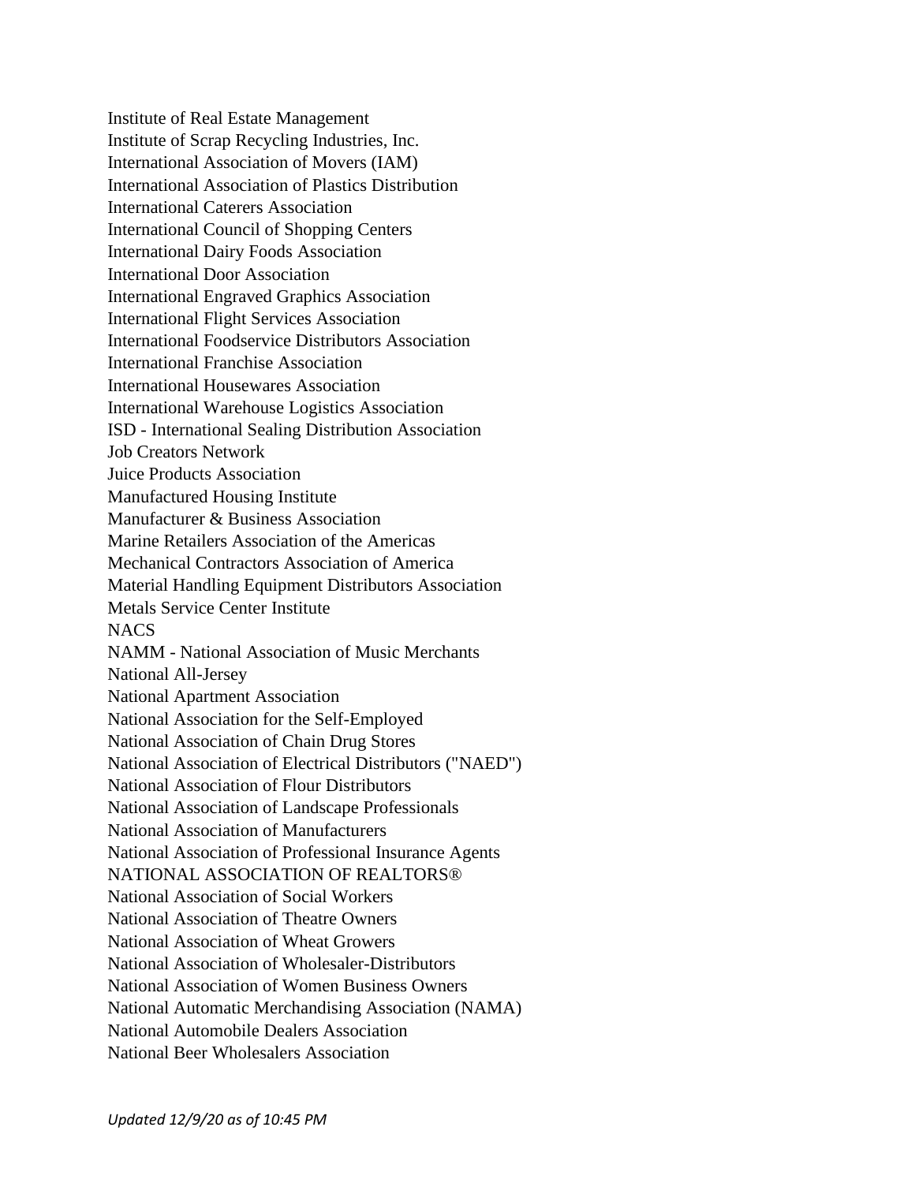Institute of Real Estate Management
Institute of Scrap Recycling Industries, Inc.
International Association of Movers (IAM)
International Association of Plastics Distribution
International Caterers Association
International Council of Shopping Centers
International Dairy Foods Association
International Door Association
International Engraved Graphics Association
International Flight Services Association
International Foodservice Distributors Association
International Franchise Association
International Housewares Association
International Warehouse Logistics Association
ISD - International Sealing Distribution Association
Job Creators Network
Juice Products Association
Manufactured Housing Institute
Manufacturer & Business Association
Marine Retailers Association of the Americas
Mechanical Contractors Association of America
Material Handling Equipment Distributors Association
Metals Service Center Institute
NACS
NAMM - National Association of Music Merchants
National All-Jersey
National Apartment Association
National Association for the Self-Employed
National Association of Chain Drug Stores
National Association of Electrical Distributors ("NAED")
National Association of Flour Distributors
National Association of Landscape Professionals
National Association of Manufacturers
National Association of Professional Insurance Agents
NATIONAL ASSOCIATION OF REALTORS®
National Association of Social Workers
National Association of Theatre Owners
National Association of Wheat Growers
National Association of Wholesaler-Distributors
National Association of Women Business Owners
National Automatic Merchandising Association (NAMA)
National Automobile Dealers Association
National Beer Wholesalers Association

*Updated 12/9/20 as of 10:45 PM*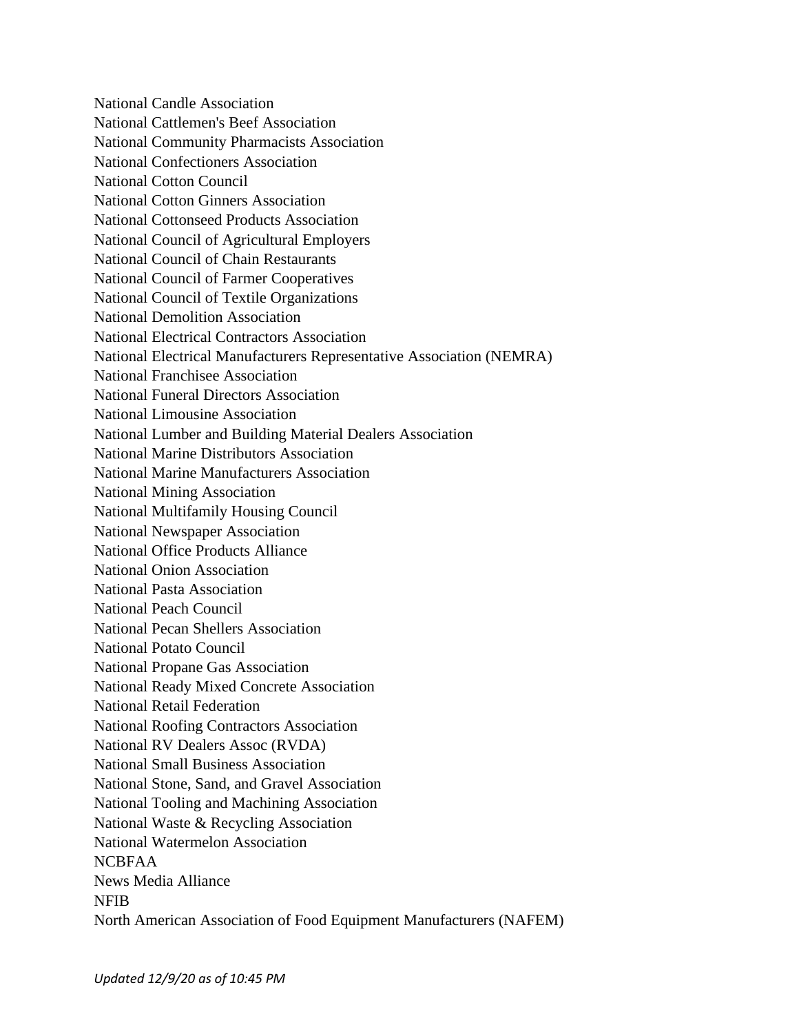National Candle Association
National Cattlemen's Beef Association
National Community Pharmacists Association
National Confectioners Association
National Cotton Council
National Cotton Ginners Association
National Cottonseed Products Association
National Council of Agricultural Employers
National Council of Chain Restaurants
National Council of Farmer Cooperatives
National Council of Textile Organizations
National Demolition Association
National Electrical Contractors Association
National Electrical Manufacturers Representative Association (NEMRA)
National Franchisee Association
National Funeral Directors Association
National Limousine Association
National Lumber and Building Material Dealers Association
National Marine Distributors Association
National Marine Manufacturers Association
National Mining Association
National Multifamily Housing Council
National Newspaper Association
National Office Products Alliance
National Onion Association
National Pasta Association
National Peach Council
National Pecan Shellers Association
National Potato Council
National Propane Gas Association
National Ready Mixed Concrete Association
National Retail Federation
National Roofing Contractors Association
National RV Dealers Assoc (RVDA)
National Small Business Association
National Stone, Sand, and Gravel Association
National Tooling and Machining Association
National Waste & Recycling Association
National Watermelon Association
NCBFAA
News Media Alliance
NFIB
North American Association of Food Equipment Manufacturers (NAFEM)

*Updated 12/9/20 as of 10:45 PM*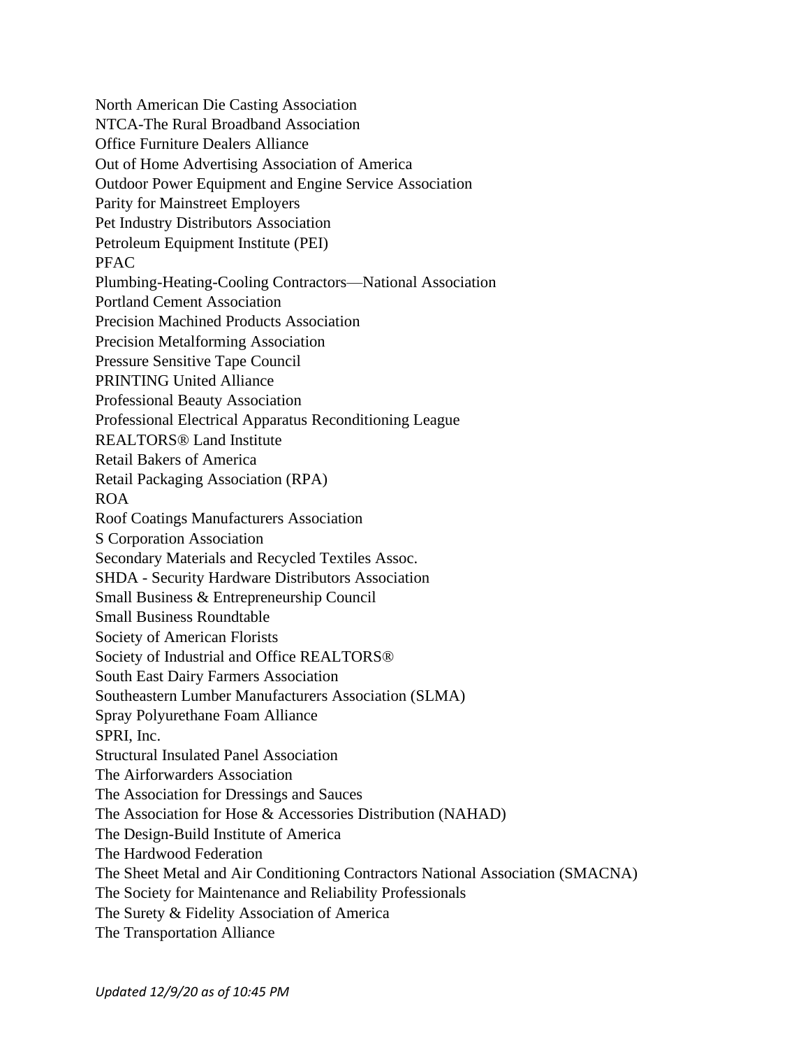North American Die Casting Association
NTCA-The Rural Broadband Association
Office Furniture Dealers Alliance
Out of Home Advertising Association of America
Outdoor Power Equipment and Engine Service Association
Parity for Mainstreet Employers
Pet Industry Distributors Association
Petroleum Equipment Institute (PEI)
PFAC
Plumbing-Heating-Cooling Contractors—National Association
Portland Cement Association
Precision Machined Products Association
Precision Metalforming Association
Pressure Sensitive Tape Council
PRINTING United Alliance
Professional Beauty Association
Professional Electrical Apparatus Reconditioning League
REALTORS® Land Institute
Retail Bakers of America
Retail Packaging Association (RPA)
ROA
Roof Coatings Manufacturers Association
S Corporation Association
Secondary Materials and Recycled Textiles Assoc.
SHDA - Security Hardware Distributors Association
Small Business & Entrepreneurship Council
Small Business Roundtable
Society of American Florists
Society of Industrial and Office REALTORS®
South East Dairy Farmers Association
Southeastern Lumber Manufacturers Association (SLMA)
Spray Polyurethane Foam Alliance
SPRI, Inc.
Structural Insulated Panel Association
The Airforwarders Association
The Association for Dressings and Sauces
The Association for Hose & Accessories Distribution (NAHAD)
The Design-Build Institute of America
The Hardwood Federation
The Sheet Metal and Air Conditioning Contractors National Association (SMACNA)
The Society for Maintenance and Reliability Professionals
The Surety & Fidelity Association of America
The Transportation Alliance

*Updated 12/9/20 as of 10:45 PM*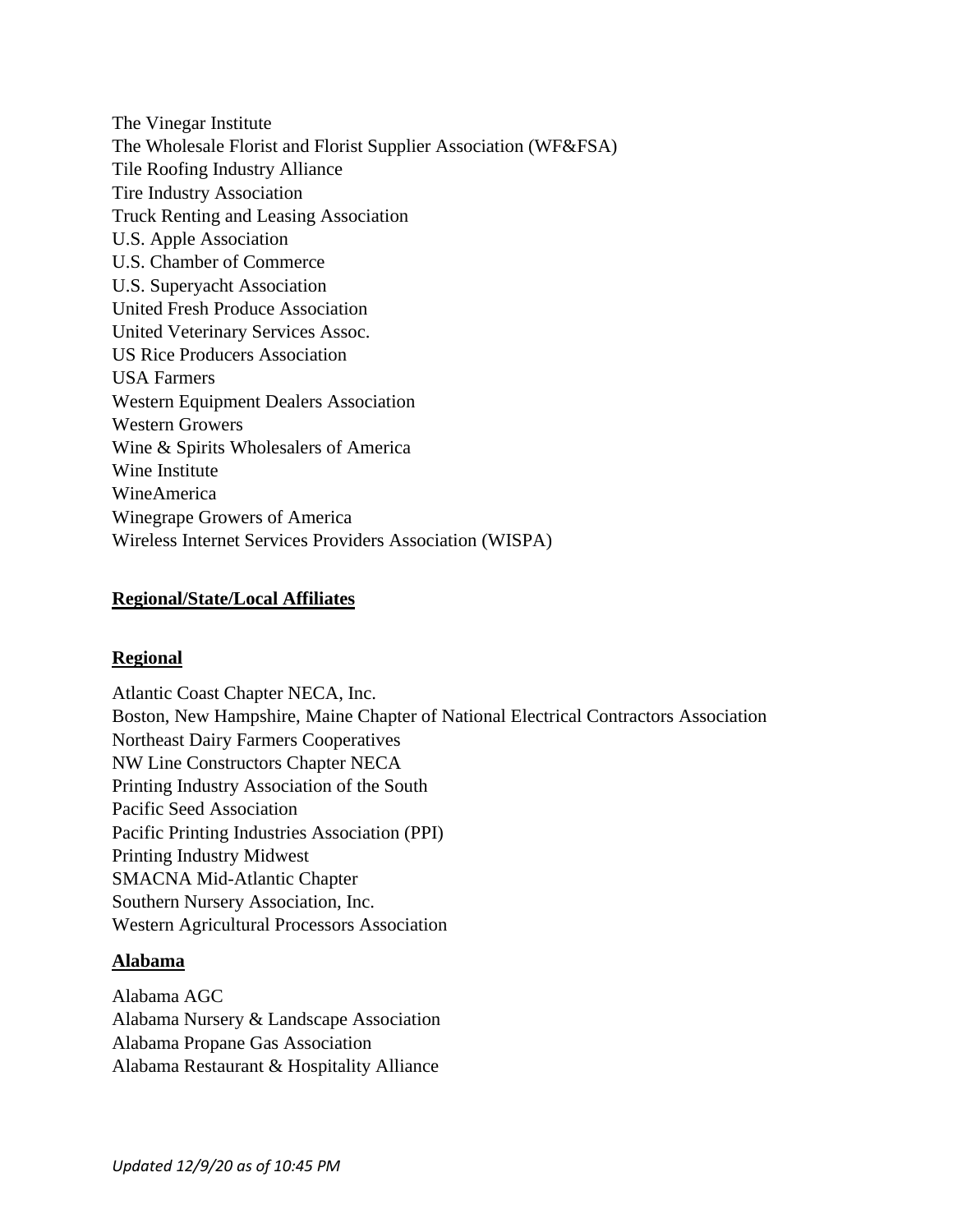The Vinegar Institute
The Wholesale Florist and Florist Supplier Association (WF&FSA)
Tile Roofing Industry Alliance
Tire Industry Association
Truck Renting and Leasing Association
U.S. Apple Association
U.S. Chamber of Commerce
U.S. Superyacht Association
United Fresh Produce Association
United Veterinary Services Assoc.
US Rice Producers Association
USA Farmers
Western Equipment Dealers Association
Western Growers
Wine & Spirits Wholesalers of America
Wine Institute
WineAmerica
Winegrape Growers of America
Wireless Internet Services Providers Association (WISPA)

## Regional/State/Local Affiliates

### Regional

Atlantic Coast Chapter NECA, Inc.
Boston, New Hampshire, Maine Chapter of National Electrical Contractors Association
Northeast Dairy Farmers Cooperatives
NW Line Constructors Chapter NECA
Printing Industry Association of the South
Pacific Seed Association
Pacific Printing Industries Association (PPI)
Printing Industry Midwest
SMACNA Mid-Atlantic Chapter
Southern Nursery Association, Inc.
Western Agricultural Processors Association

### Alabama

Alabama AGC
Alabama Nursery & Landscape Association
Alabama Propane Gas Association
Alabama Restaurant & Hospitality Alliance

*Updated 12/9/20 as of 10:45 PM*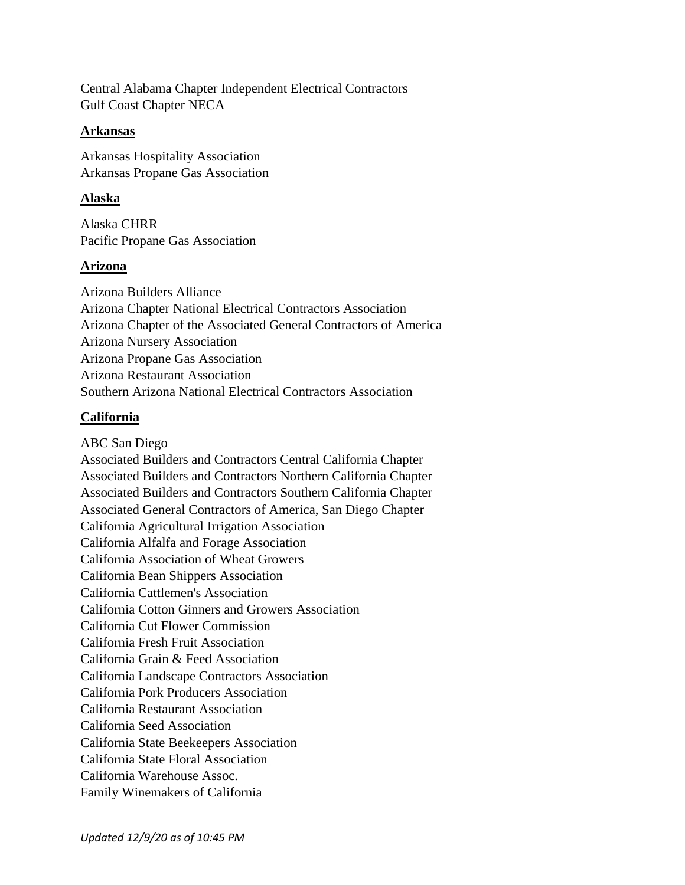Central Alabama Chapter Independent Electrical Contractors
Gulf Coast Chapter NECA

**Arkansas**

Arkansas Hospitality Association
Arkansas Propane Gas Association

**Alaska**

Alaska CHRR
Pacific Propane Gas Association

**Arizona**

Arizona Builders Alliance
Arizona Chapter National Electrical Contractors Association
Arizona Chapter of the Associated General Contractors of America
Arizona Nursery Association
Arizona Propane Gas Association
Arizona Restaurant Association
Southern Arizona National Electrical Contractors Association

**California**

ABC San Diego
Associated Builders and Contractors Central California Chapter
Associated Builders and Contractors Northern California Chapter
Associated Builders and Contractors Southern California Chapter
Associated General Contractors of America, San Diego Chapter
California Agricultural Irrigation Association
California Alfalfa and Forage Association
California Association of Wheat Growers
California Bean Shippers Association
California Cattlemen's Association
California Cotton Ginners and Growers Association
California Cut Flower Commission
California Fresh Fruit Association
California Grain & Feed Association
California Landscape Contractors Association
California Pork Producers Association
California Restaurant Association
California Seed Association
California State Beekeepers Association
California State Floral Association
California Warehouse Assoc.
Family Winemakers of California

*Updated 12/9/20 as of 10:45 PM*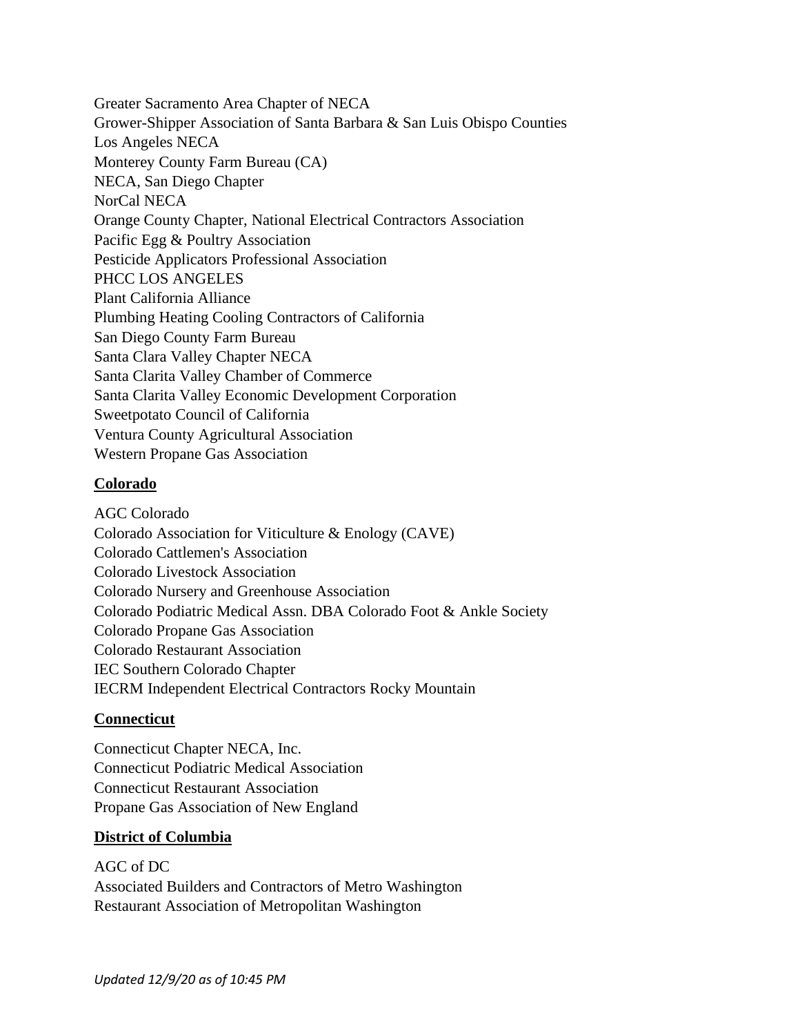Greater Sacramento Area Chapter of NECA
Grower-Shipper Association of Santa Barbara & San Luis Obispo Counties
Los Angeles NECA
Monterey County Farm Bureau (CA)
NECA, San Diego Chapter
NorCal NECA
Orange County Chapter, National Electrical Contractors Association
Pacific Egg & Poultry Association
Pesticide Applicators Professional Association
PHCC LOS ANGELES
Plant California Alliance
Plumbing Heating Cooling Contractors of California
San Diego County Farm Bureau
Santa Clara Valley Chapter NECA
Santa Clarita Valley Chamber of Commerce
Santa Clarita Valley Economic Development Corporation
Sweetpotato Council of California
Ventura County Agricultural Association
Western Propane Gas Association

**Colorado**

AGC Colorado
Colorado Association for Viticulture & Enology (CAVE)
Colorado Cattlemen's Association
Colorado Livestock Association
Colorado Nursery and Greenhouse Association
Colorado Podiatric Medical Assn. DBA Colorado Foot & Ankle Society
Colorado Propane Gas Association
Colorado Restaurant Association
IEC Southern Colorado Chapter
IECRM Independent Electrical Contractors Rocky Mountain

**Connecticut**

Connecticut Chapter NECA, Inc.
Connecticut Podiatric Medical Association
Connecticut Restaurant Association
Propane Gas Association of New England

**District of Columbia**

AGC of DC
Associated Builders and Contractors of Metro Washington
Restaurant Association of Metropolitan Washington

*Updated 12/9/20 as of 10:45 PM*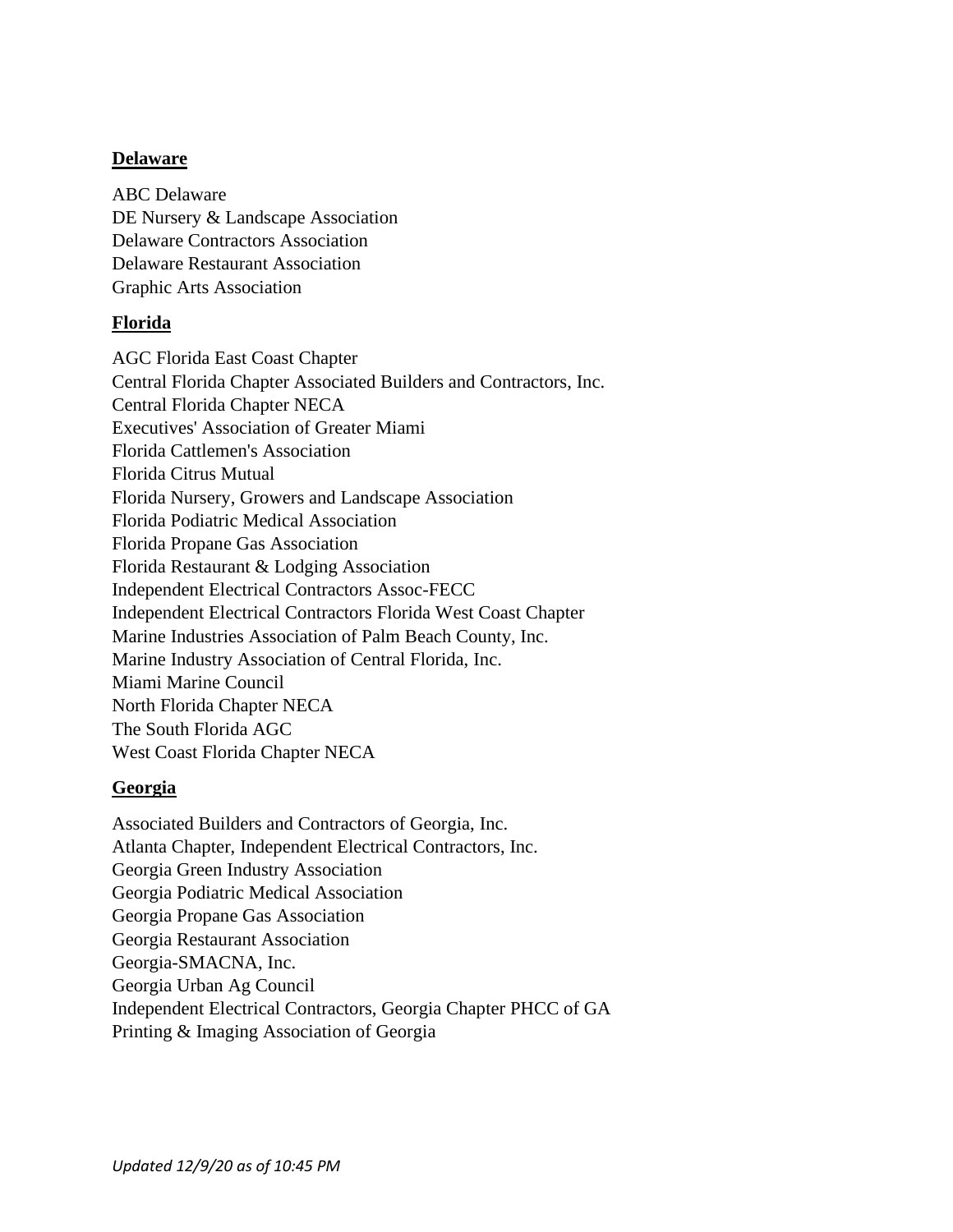**Delaware**

ABC Delaware
DE Nursery & Landscape Association
Delaware Contractors Association
Delaware Restaurant Association
Graphic Arts Association

**Florida**

AGC Florida East Coast Chapter
Central Florida Chapter Associated Builders and Contractors, Inc.
Central Florida Chapter NECA
Executives' Association of Greater Miami
Florida Cattlemen's Association
Florida Citrus Mutual
Florida Nursery, Growers and Landscape Association
Florida Podiatric Medical Association
Florida Propane Gas Association
Florida Restaurant & Lodging Association
Independent Electrical Contractors Assoc-FECC
Independent Electrical Contractors Florida West Coast Chapter
Marine Industries Association of Palm Beach County, Inc.
Marine Industry Association of Central Florida, Inc.
Miami Marine Council
North Florida Chapter NECA
The South Florida AGC
West Coast Florida Chapter NECA

**Georgia**

Associated Builders and Contractors of Georgia, Inc.
Atlanta Chapter, Independent Electrical Contractors, Inc.
Georgia Green Industry Association
Georgia Podiatric Medical Association
Georgia Propane Gas Association
Georgia Restaurant Association
Georgia-SMACNA, Inc.
Georgia Urban Ag Council
Independent Electrical Contractors, Georgia Chapter PHCC of GA
Printing & Imaging Association of Georgia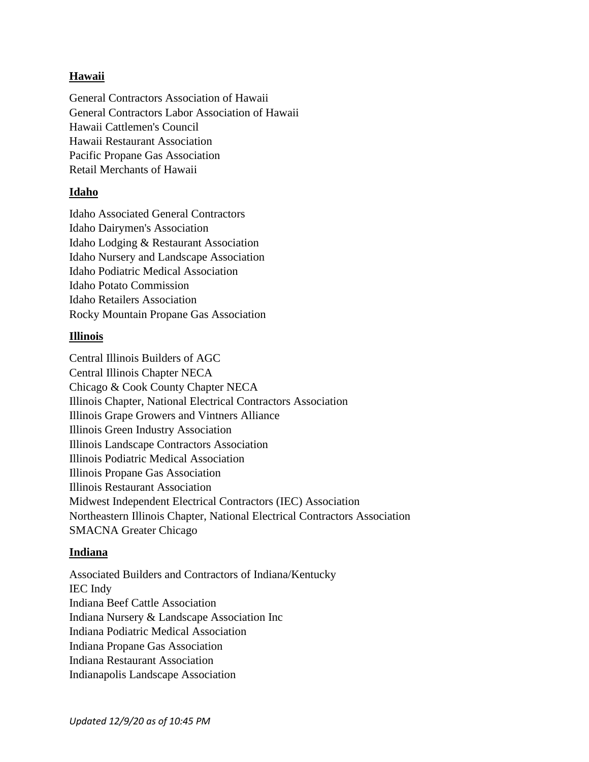## Hawaii

General Contractors Association of Hawaii
General Contractors Labor Association of Hawaii
Hawaii Cattlemen's Council
Hawaii Restaurant Association
Pacific Propane Gas Association
Retail Merchants of Hawaii

## Idaho

Idaho Associated General Contractors
Idaho Dairymen's Association
Idaho Lodging & Restaurant Association
Idaho Nursery and Landscape Association
Idaho Podiatric Medical Association
Idaho Potato Commission
Idaho Retailers Association
Rocky Mountain Propane Gas Association

## Illinois

Central Illinois Builders of AGC
Central Illinois Chapter NECA
Chicago & Cook County Chapter NECA
Illinois Chapter, National Electrical Contractors Association
Illinois Grape Growers and Vintners Alliance
Illinois Green Industry Association
Illinois Landscape Contractors Association
Illinois Podiatric Medical Association
Illinois Propane Gas Association
Illinois Restaurant Association
Midwest Independent Electrical Contractors (IEC) Association
Northeastern Illinois Chapter, National Electrical Contractors Association
SMACNA Greater Chicago

## Indiana

Associated Builders and Contractors of Indiana/Kentucky
IEC Indy
Indiana Beef Cattle Association
Indiana Nursery & Landscape Association Inc
Indiana Podiatric Medical Association
Indiana Propane Gas Association
Indiana Restaurant Association
Indianapolis Landscape Association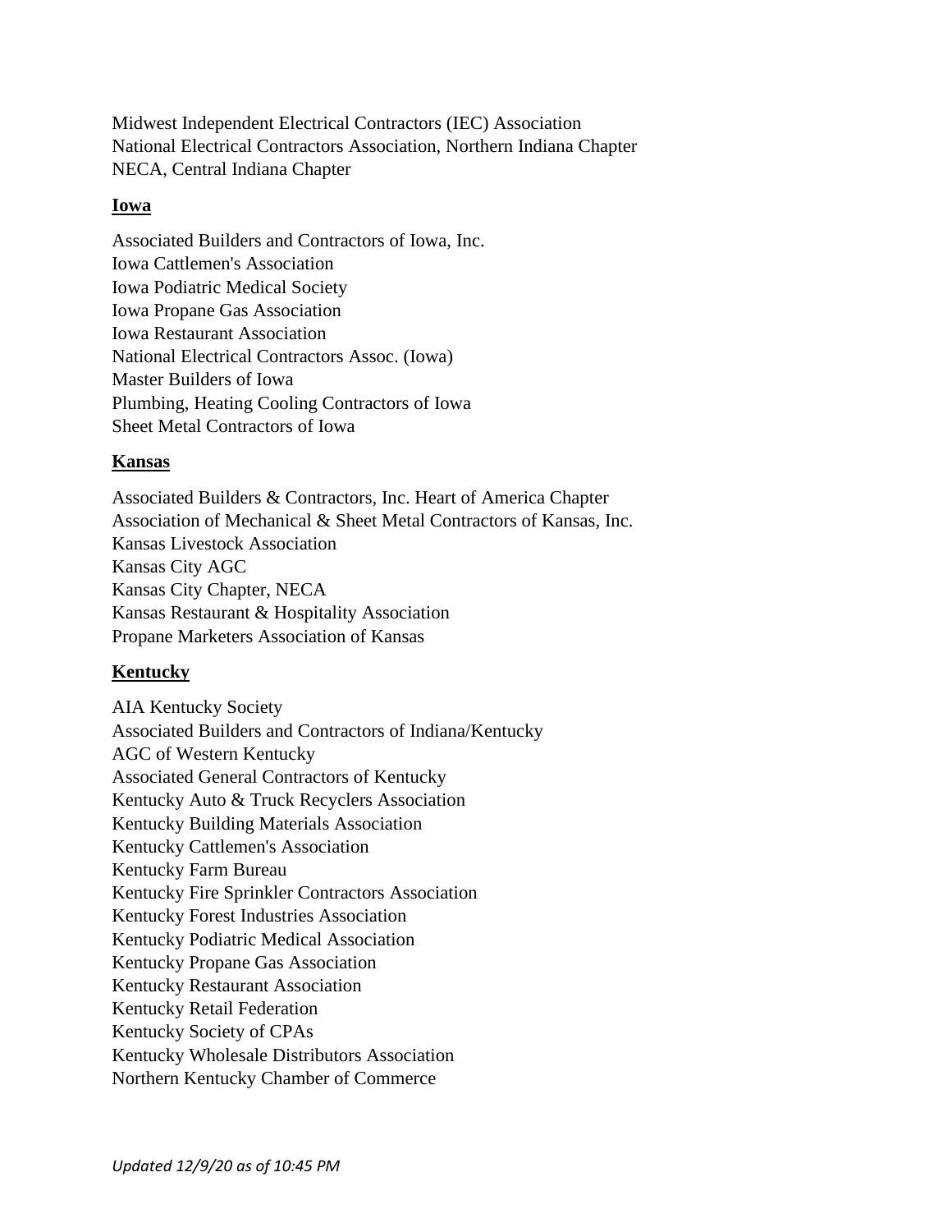Midwest Independent Electrical Contractors (IEC) Association
National Electrical Contractors Association, Northern Indiana Chapter
NECA, Central Indiana Chapter

**Iowa**

Associated Builders and Contractors of Iowa, Inc.
Iowa Cattlemen's Association
Iowa Podiatric Medical Society
Iowa Propane Gas Association
Iowa Restaurant Association
National Electrical Contractors Assoc. (Iowa)
Master Builders of Iowa
Plumbing, Heating Cooling Contractors of Iowa
Sheet Metal Contractors of Iowa

**Kansas**

Associated Builders & Contractors, Inc. Heart of America Chapter
Association of Mechanical & Sheet Metal Contractors of Kansas, Inc.
Kansas Livestock Association
Kansas City AGC
Kansas City Chapter, NECA
Kansas Restaurant & Hospitality Association
Propane Marketers Association of Kansas

**Kentucky**

AIA Kentucky Society
Associated Builders and Contractors of Indiana/Kentucky
AGC of Western Kentucky
Associated General Contractors of Kentucky
Kentucky Auto & Truck Recyclers Association
Kentucky Building Materials Association
Kentucky Cattlemen's Association
Kentucky Farm Bureau
Kentucky Fire Sprinkler Contractors Association
Kentucky Forest Industries Association
Kentucky Podiatric Medical Association
Kentucky Propane Gas Association
Kentucky Restaurant Association
Kentucky Retail Federation
Kentucky Society of CPAs
Kentucky Wholesale Distributors Association
Northern Kentucky Chamber of Commerce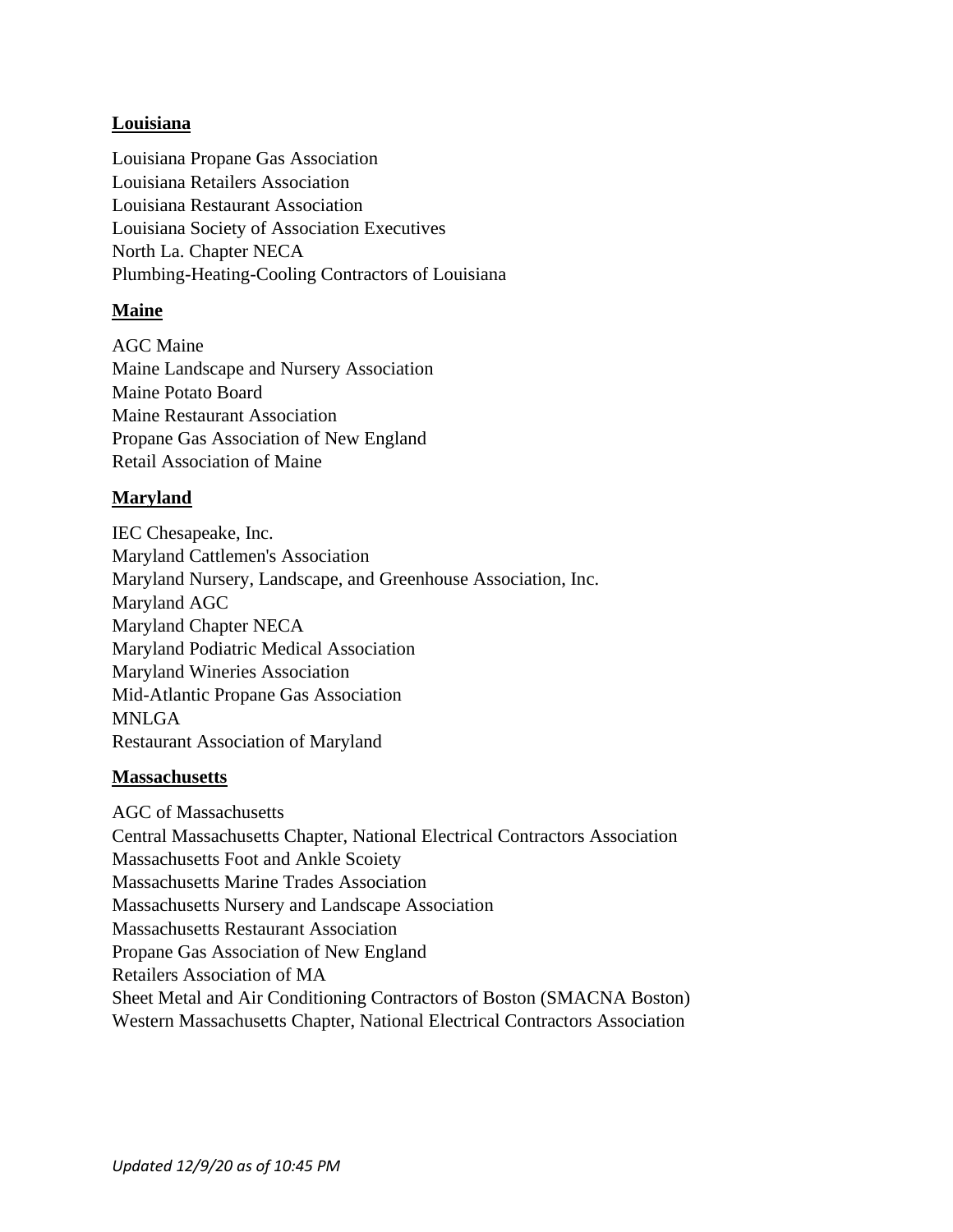**Louisiana**

Louisiana Propane Gas Association
Louisiana Retailers Association
Louisiana Restaurant Association
Louisiana Society of Association Executives
North La. Chapter NECA
Plumbing-Heating-Cooling Contractors of Louisiana

**Maine**

AGC Maine
Maine Landscape and Nursery Association
Maine Potato Board
Maine Restaurant Association
Propane Gas Association of New England
Retail Association of Maine

**Maryland**

IEC Chesapeake, Inc.
Maryland Cattlemen's Association
Maryland Nursery, Landscape, and Greenhouse Association, Inc.
Maryland AGC
Maryland Chapter NECA
Maryland Podiatric Medical Association
Maryland Wineries Association
Mid-Atlantic Propane Gas Association
MNLGA
Restaurant Association of Maryland

**Massachusetts**

AGC of Massachusetts
Central Massachusetts Chapter, National Electrical Contractors Association
Massachusetts Foot and Ankle Scoiety
Massachusetts Marine Trades Association
Massachusetts Nursery and Landscape Association
Massachusetts Restaurant Association
Propane Gas Association of New England
Retailers Association of MA
Sheet Metal and Air Conditioning Contractors of Boston (SMACNA Boston)
Western Massachusetts Chapter, National Electrical Contractors Association

*Updated 12/9/20 as of 10:45 PM*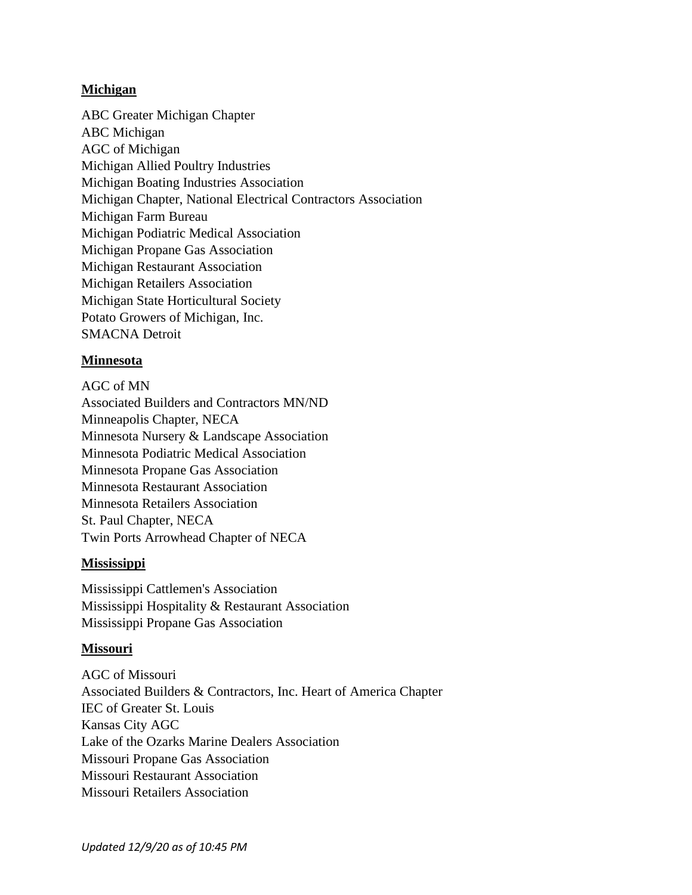**Michigan**

ABC Greater Michigan Chapter
ABC Michigan
AGC of Michigan
Michigan Allied Poultry Industries
Michigan Boating Industries Association
Michigan Chapter, National Electrical Contractors Association
Michigan Farm Bureau
Michigan Podiatric Medical Association
Michigan Propane Gas Association
Michigan Restaurant Association
Michigan Retailers Association
Michigan State Horticultural Society
Potato Growers of Michigan, Inc.
SMACNA Detroit

**Minnesota**

AGC of MN
Associated Builders and Contractors MN/ND
Minneapolis Chapter, NECA
Minnesota Nursery & Landscape Association
Minnesota Podiatric Medical Association
Minnesota Propane Gas Association
Minnesota Restaurant Association
Minnesota Retailers Association
St. Paul Chapter, NECA
Twin Ports Arrowhead Chapter of NECA

**Mississippi**

Mississippi Cattlemen's Association
Mississippi Hospitality & Restaurant Association
Mississippi Propane Gas Association

**Missouri**

AGC of Missouri
Associated Builders & Contractors, Inc. Heart of America Chapter
IEC of Greater St. Louis
Kansas City AGC
Lake of the Ozarks Marine Dealers Association
Missouri Propane Gas Association
Missouri Restaurant Association
Missouri Retailers Association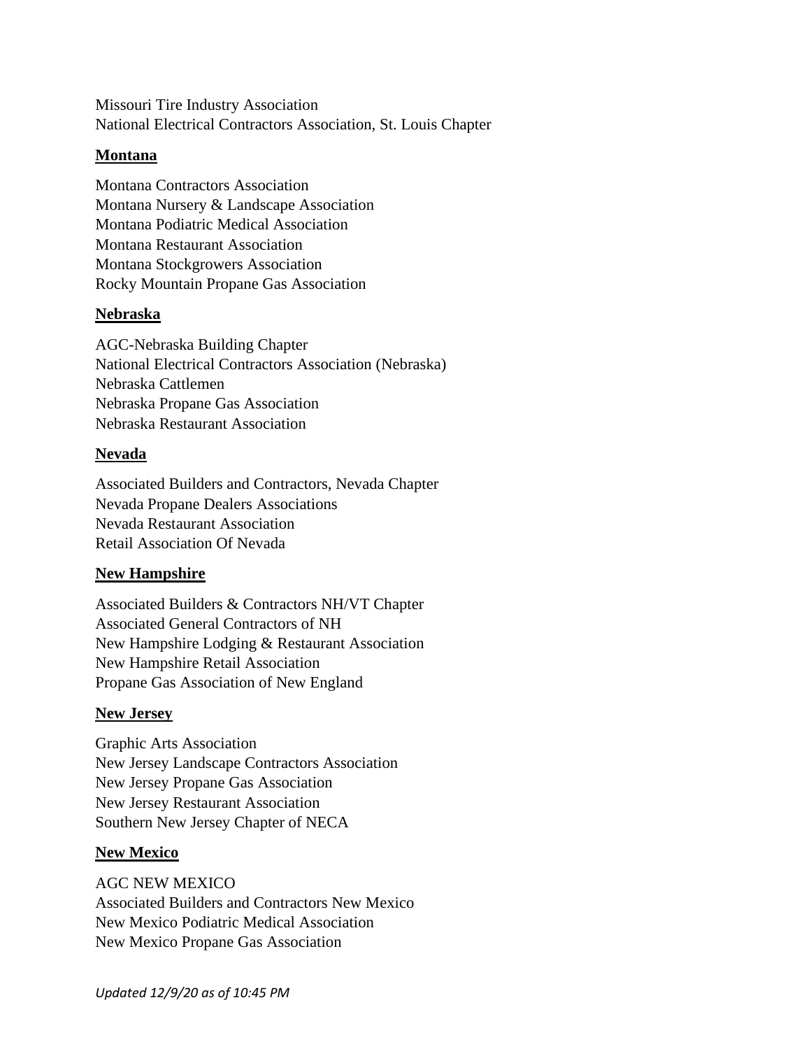Missouri Tire Industry Association
National Electrical Contractors Association, St. Louis Chapter

**Montana**

Montana Contractors Association
Montana Nursery & Landscape Association
Montana Podiatric Medical Association
Montana Restaurant Association
Montana Stockgrowers Association
Rocky Mountain Propane Gas Association

**Nebraska**

AGC-Nebraska Building Chapter
National Electrical Contractors Association (Nebraska)
Nebraska Cattlemen
Nebraska Propane Gas Association
Nebraska Restaurant Association

**Nevada**

Associated Builders and Contractors, Nevada Chapter
Nevada Propane Dealers Associations
Nevada Restaurant Association
Retail Association Of Nevada

**New Hampshire**

Associated Builders & Contractors NH/VT Chapter
Associated General Contractors of NH
New Hampshire Lodging & Restaurant Association
New Hampshire Retail Association
Propane Gas Association of New England

**New Jersey**

Graphic Arts Association
New Jersey Landscape Contractors Association
New Jersey Propane Gas Association
New Jersey Restaurant Association
Southern New Jersey Chapter of NECA

**New Mexico**

AGC NEW MEXICO
Associated Builders and Contractors New Mexico
New Mexico Podiatric Medical Association
New Mexico Propane Gas Association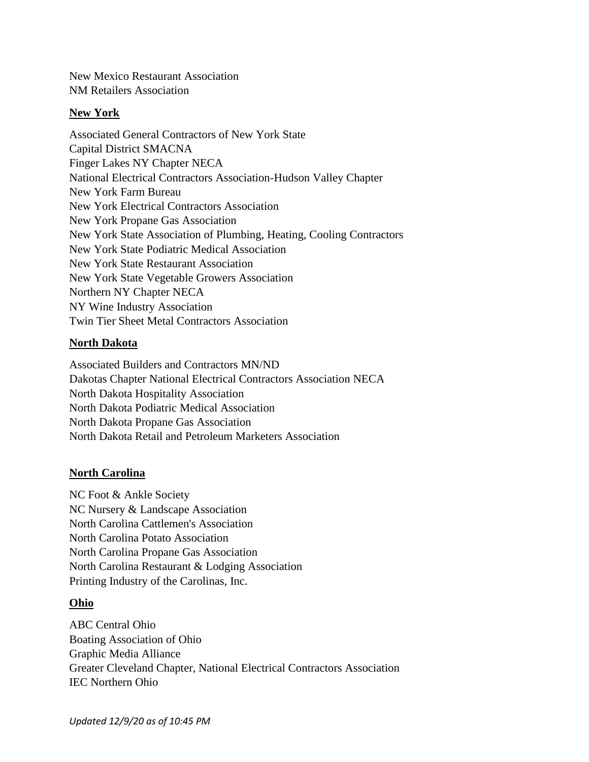New Mexico Restaurant Association
NM Retailers Association

**New York**

Associated General Contractors of New York State
Capital District SMACNA
Finger Lakes NY Chapter NECA
National Electrical Contractors Association-Hudson Valley Chapter
New York Farm Bureau
New York Electrical Contractors Association
New York Propane Gas Association
New York State Association of Plumbing, Heating, Cooling Contractors
New York State Podiatric Medical Association
New York State Restaurant Association
New York State Vegetable Growers Association
Northern NY Chapter NECA
NY Wine Industry Association
Twin Tier Sheet Metal Contractors Association

**North Dakota**

Associated Builders and Contractors MN/ND
Dakotas Chapter National Electrical Contractors Association NECA
North Dakota Hospitality Association
North Dakota Podiatric Medical Association
North Dakota Propane Gas Association
North Dakota Retail and Petroleum Marketers Association

**North Carolina**

NC Foot & Ankle Society
NC Nursery & Landscape Association
North Carolina Cattlemen's Association
North Carolina Potato Association
North Carolina Propane Gas Association
North Carolina Restaurant & Lodging Association
Printing Industry of the Carolinas, Inc.

**Ohio**

ABC Central Ohio
Boating Association of Ohio
Graphic Media Alliance
Greater Cleveland Chapter, National Electrical Contractors Association
IEC Northern Ohio

*Updated 12/9/20 as of 10:45 PM*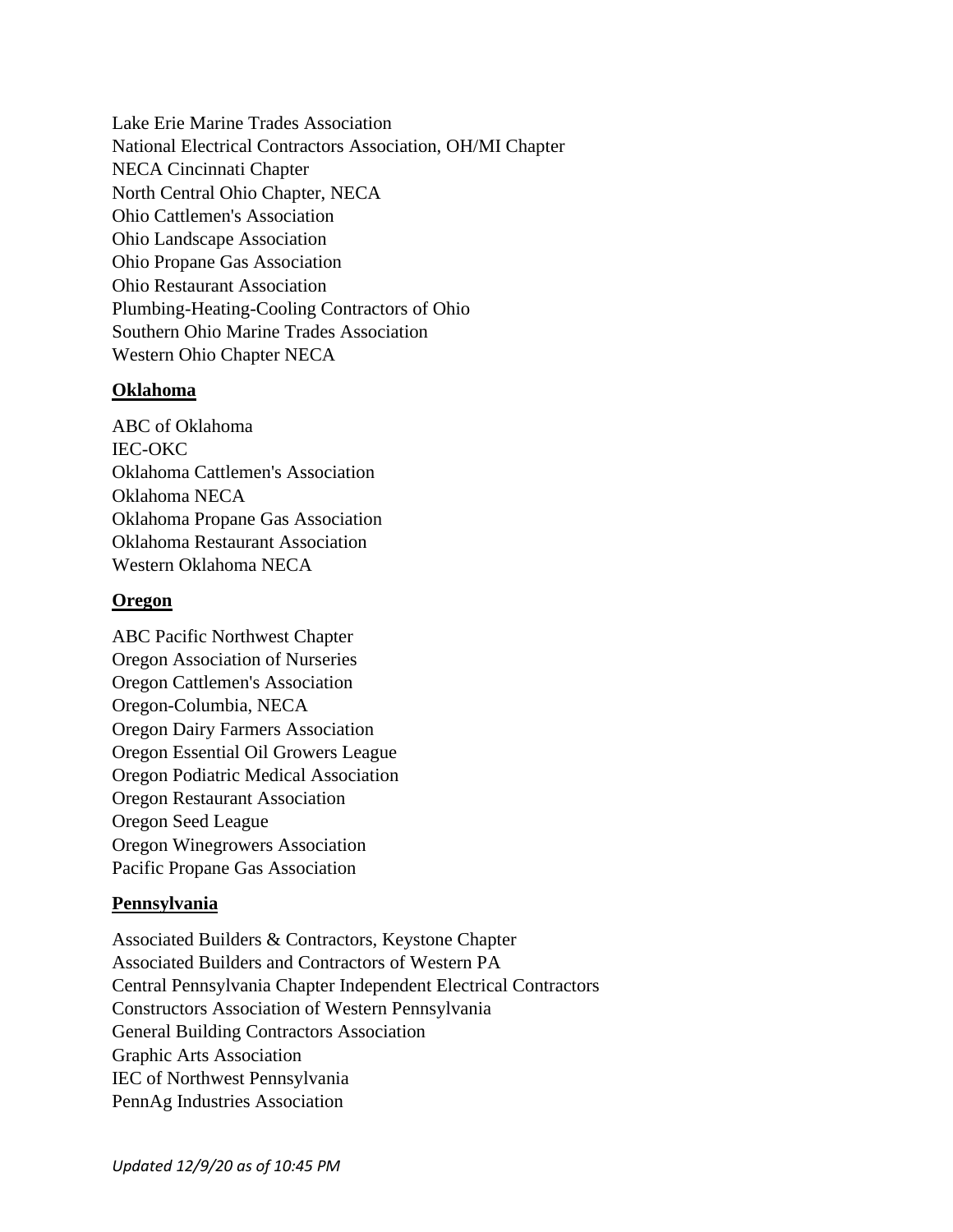Lake Erie Marine Trades Association
National Electrical Contractors Association, OH/MI Chapter
NECA Cincinnati Chapter
North Central Ohio Chapter, NECA
Ohio Cattlemen's Association
Ohio Landscape Association
Ohio Propane Gas Association
Ohio Restaurant Association
Plumbing-Heating-Cooling Contractors of Ohio
Southern Ohio Marine Trades Association
Western Ohio Chapter NECA

**Oklahoma**

ABC of Oklahoma
IEC-OKC
Oklahoma Cattlemen's Association
Oklahoma NECA
Oklahoma Propane Gas Association
Oklahoma Restaurant Association
Western Oklahoma NECA

**Oregon**

ABC Pacific Northwest Chapter
Oregon Association of Nurseries
Oregon Cattlemen's Association
Oregon-Columbia, NECA
Oregon Dairy Farmers Association
Oregon Essential Oil Growers League
Oregon Podiatric Medical Association
Oregon Restaurant Association
Oregon Seed League
Oregon Winegrowers Association
Pacific Propane Gas Association

**Pennsylvania**

Associated Builders & Contractors, Keystone Chapter
Associated Builders and Contractors of Western PA
Central Pennsylvania Chapter Independent Electrical Contractors
Constructors Association of Western Pennsylvania
General Building Contractors Association
Graphic Arts Association
IEC of Northwest Pennsylvania
PennAg Industries Association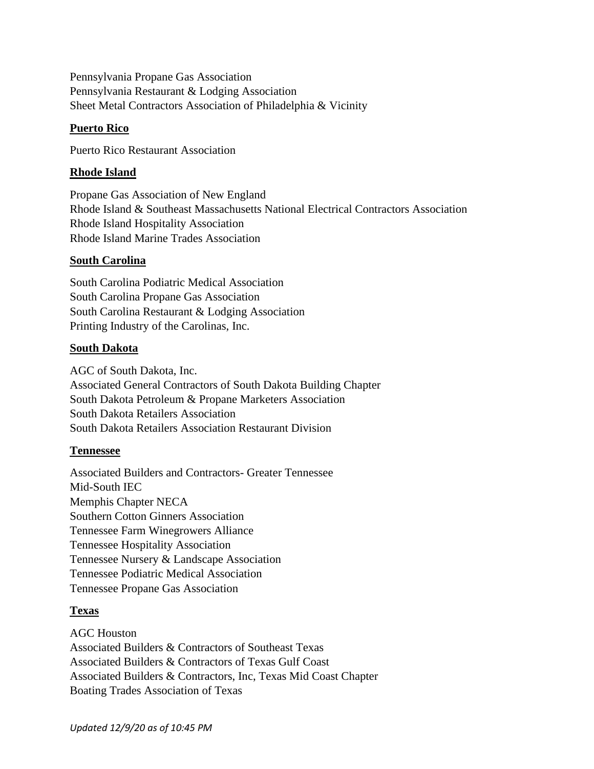Pennsylvania Propane Gas Association
Pennsylvania Restaurant & Lodging Association
Sheet Metal Contractors Association of Philadelphia & Vicinity

**Puerto Rico**

Puerto Rico Restaurant Association

**Rhode Island**

Propane Gas Association of New England
Rhode Island & Southeast Massachusetts National Electrical Contractors Association
Rhode Island Hospitality Association
Rhode Island Marine Trades Association

**South Carolina**

South Carolina Podiatric Medical Association
South Carolina Propane Gas Association
South Carolina Restaurant & Lodging Association
Printing Industry of the Carolinas, Inc.

**South Dakota**

AGC of South Dakota, Inc.
Associated General Contractors of South Dakota Building Chapter
South Dakota Petroleum & Propane Marketers Association
South Dakota Retailers Association
South Dakota Retailers Association Restaurant Division

**Tennessee**

Associated Builders and Contractors- Greater Tennessee
Mid-South IEC
Memphis Chapter NECA
Southern Cotton Ginners Association
Tennessee Farm Winegrowers Alliance
Tennessee Hospitality Association
Tennessee Nursery & Landscape Association
Tennessee Podiatric Medical Association
Tennessee Propane Gas Association

**Texas**

AGC Houston
Associated Builders & Contractors of Southeast Texas
Associated Builders & Contractors of Texas Gulf Coast
Associated Builders & Contractors, Inc, Texas Mid Coast Chapter
Boating Trades Association of Texas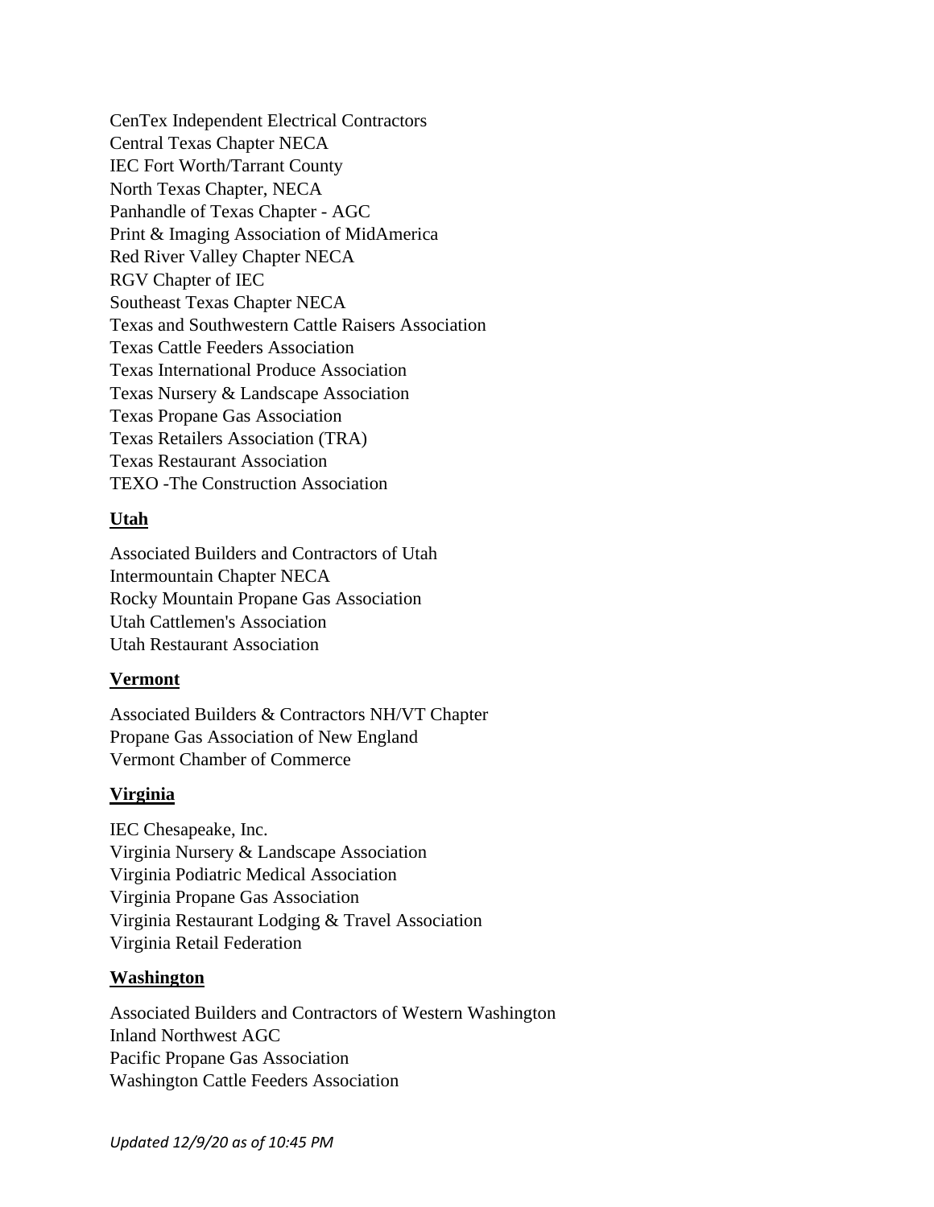CenTex Independent Electrical Contractors
Central Texas Chapter NECA
IEC Fort Worth/Tarrant County
North Texas Chapter, NECA
Panhandle of Texas Chapter - AGC
Print & Imaging Association of MidAmerica
Red River Valley Chapter NECA
RGV Chapter of IEC
Southeast Texas Chapter NECA
Texas and Southwestern Cattle Raisers Association
Texas Cattle Feeders Association
Texas International Produce Association
Texas Nursery & Landscape Association
Texas Propane Gas Association
Texas Retailers Association (TRA)
Texas Restaurant Association
TEXO -The Construction Association

**Utah**

Associated Builders and Contractors of Utah
Intermountain Chapter NECA
Rocky Mountain Propane Gas Association
Utah Cattlemen's Association
Utah Restaurant Association

**Vermont**

Associated Builders & Contractors NH/VT Chapter
Propane Gas Association of New England
Vermont Chamber of Commerce

**Virginia**

IEC Chesapeake, Inc.
Virginia Nursery & Landscape Association
Virginia Podiatric Medical Association
Virginia Propane Gas Association
Virginia Restaurant Lodging & Travel Association
Virginia Retail Federation

**Washington**

Associated Builders and Contractors of Western Washington
Inland Northwest AGC
Pacific Propane Gas Association
Washington Cattle Feeders Association

*Updated 12/9/20 as of 10:45 PM*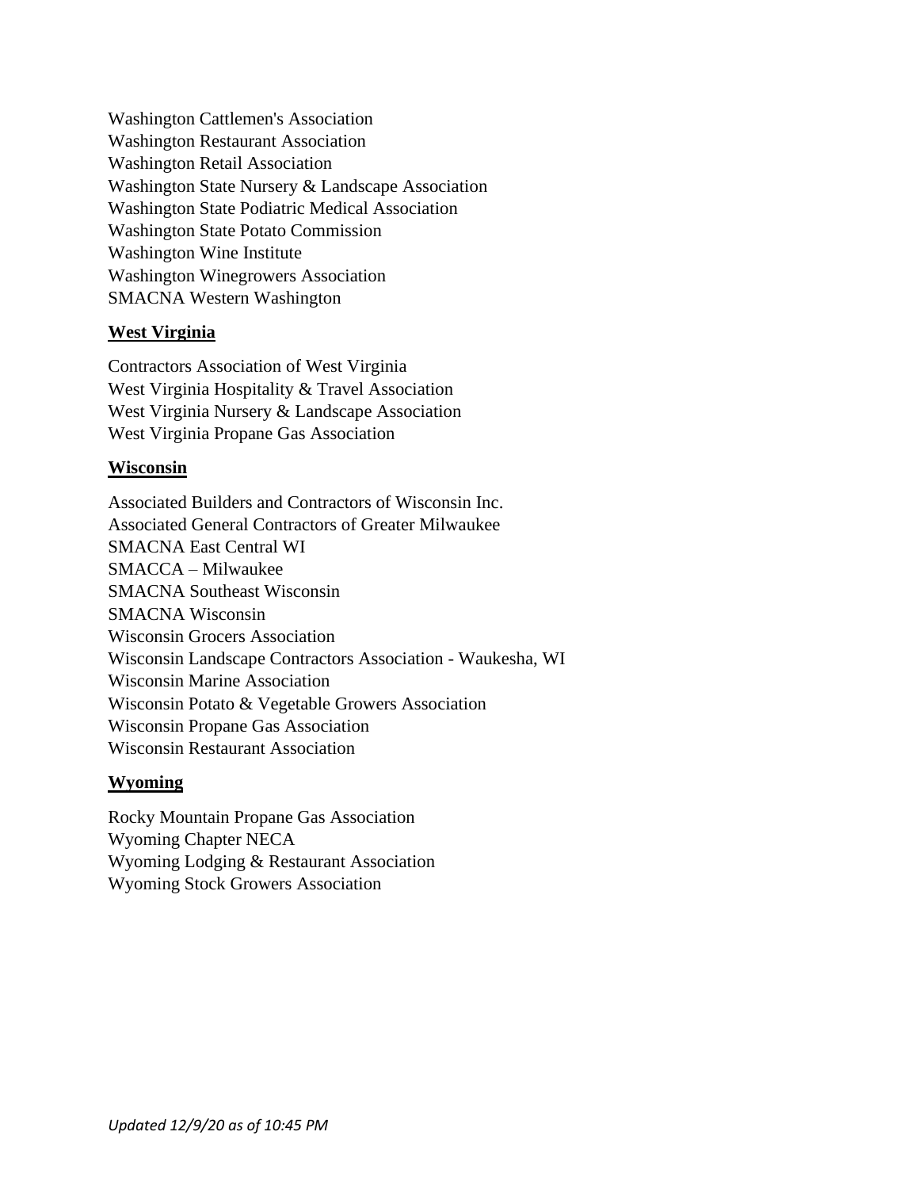Washington Cattlemen's Association
Washington Restaurant Association
Washington Retail Association
Washington State Nursery & Landscape Association
Washington State Podiatric Medical Association
Washington State Potato Commission
Washington Wine Institute
Washington Winegrowers Association
SMACNA Western Washington

## West Virginia

Contractors Association of West Virginia
West Virginia Hospitality & Travel Association
West Virginia Nursery & Landscape Association
West Virginia Propane Gas Association

## Wisconsin

Associated Builders and Contractors of Wisconsin Inc.
Associated General Contractors of Greater Milwaukee
SMACNA East Central WI
SMACCA – Milwaukee
SMACNA Southeast Wisconsin
SMACNA Wisconsin
Wisconsin Grocers Association
Wisconsin Landscape Contractors Association - Waukesha, WI
Wisconsin Marine Association
Wisconsin Potato & Vegetable Growers Association
Wisconsin Propane Gas Association
Wisconsin Restaurant Association

## Wyoming

Rocky Mountain Propane Gas Association
Wyoming Chapter NECA
Wyoming Lodging & Restaurant Association
Wyoming Stock Growers Association

*Updated 12/9/20 as of 10:45 PM*